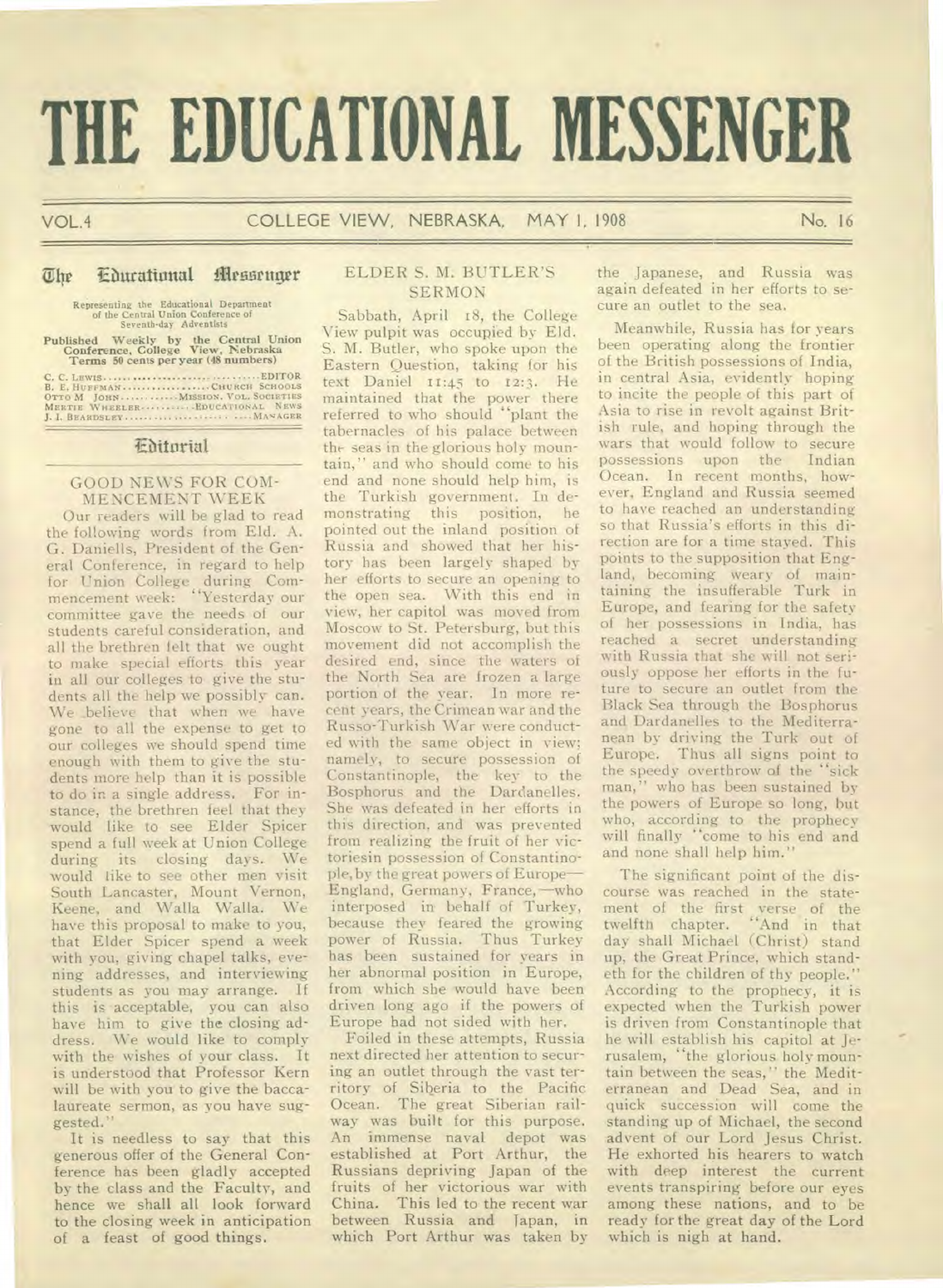# THE EDUCATIONAL MESSENGER

VOL. 4 COLLEGE VIEW, NEBRASKA, MAY 1, 1908 No. 16

## The Educational Messenger

Representing the Educational Department of the Central Union Conference of Seventh-day Adventists

Published Weekly by the Central Union Conference, College View, Nebraska
Terms 50 cents per year (48 numbers)

C. C. LEWIS .................................. EDITOR
B. E. HUFFMAN .................. CHURCH SCHOOLS
OTTO M JOHN ............. MISSION. VOL. SOCIETIES
MERTIE WHEELER ............. EDUCATIONAL NEWS
J. I. BEARDSLEY .............................. MANAGER

## Editorial

### GOOD NEWS FOR COMMENCEMENT WEEK

Our readers will be glad to read the following words from Eld. A. G. Daniells, President of the General Conference, in regard to help for Union College during Commencement week: "Yesterday our committee gave the needs of our students careful consideration, and all the brethren felt that we ought to make special efforts this year in all our colleges to give the students all the help we possibly can. We believe that when we have gone to all the expense to get to our colleges we should spend time enough with them to give the students more help than it is possible to do in a single address. For instance, the brethren feel that they would like to see Elder Spicer spend a full week at Union College during its closing days. We would like to see other men visit South Lancaster, Mount Vernon, Keene, and Walla Walla. We have this proposal to make to you, that Elder Spicer spend a week with you, giving chapel talks, evening addresses, and interviewing students as you may arrange. If this is acceptable, you can also have him to give the closing address. We would like to comply with the wishes of your class. It is understood that Professor Kern will be with you to give the baccalaureate sermon, as you have suggested."

It is needless to say that this generous offer of the General Conference has been gladly accepted by the class and the Faculty, and hence we shall all look forward to the closing week in anticipation of a feast of good things.

### ELDER S. M. BUTLER'S SERMON

Sabbath, April 18, the College View pulpit was occupied by Eld. S. M. Butler, who spoke upon the Eastern Question, taking for his text Daniel 11:45 to 12:3. He maintained that the power there referred to who should "plant the tabernacles of his palace between the seas in the glorious holy mountain," and who should come to his end and none should help him, is the Turkish government. In demonstrating this position, he pointed out the inland position of Russia and showed that her history has been largely shaped by her efforts to secure an opening to the open sea. With this end in view, her capitol was moved from Moscow to St. Petersburg, but this movement did not accomplish the desired end, since the waters of the North Sea are frozen a large portion of the year. In more recent years, the Crimean war and the Russo-Turkish War were conducted with the same object in view; namely, to secure possession of Constantinople, the key to the Bosphorus and the Dardanelles. She was defeated in her efforts in this direction, and was prevented from realizing the fruit of her victoriesin possession of Constantinople, by the great powers of Europe—England, Germany, France,—who interposed in behalf of Turkey, because they feared the growing power of Russia. Thus Turkey has been sustained for years in her abnormal position in Europe, from which she would have been driven long ago if the powers of Europe had not sided with her.

Foiled in these attempts, Russia next directed her attention to securing an outlet through the vast territory of Siberia to the Pacific Ocean. The great Siberian railway was built for this purpose. An immense naval depot was established at Port Arthur, the Russians depriving Japan of the fruits of her victorious war with China. This led to the recent war between Russia and Japan, in which Port Arthur was taken by the Japanese, and Russia was again defeated in her efforts to secure an outlet to the sea.

Meanwhile, Russia has for years been operating along the frontier of the British possessions of India, in central Asia, evidently hoping to incite the people of this part of Asia to rise in revolt against British rule, and hoping through the wars that would follow to secure possessions upon the Indian Ocean. In recent months, however, England and Russia seemed to have reached an understanding so that Russia's efforts in this direction are for a time stayed. This points to the supposition that England, becoming weary of maintaining the insufferable Turk in Europe, and fearing for the safety of her possessions in India, has reached a secret understanding with Russia that she will not seriously oppose her efforts in the future to secure an outlet from the Black Sea through the Bosphorus and Dardanelles to the Mediterranean by driving the Turk out of Europe. Thus all signs point to the speedy overthrow of the "sick man," who has been sustained by the powers of Europe so long, but who, according to the prophecy will finally "come to his end and and none shall help him."

The significant point of the discourse was reached in the statement of the first verse of the twelfth chapter. "And in that day shall Michael (Christ) stand up, the Great Prince, which standeth for the children of thy people." According to the prophecy, it is expected when the Turkish power is driven from Constantinople that he will establish his capitol at Jerusalem, "the glorious holy mountain between the seas," the Mediterranean and Dead Sea, and in quick succession will come the standing up of Michael, the second advent of our Lord Jesus Christ. He exhorted his hearers to watch with deep interest the current events transpiring before our eyes among these nations, and to be ready for the great day of the Lord which is nigh at hand.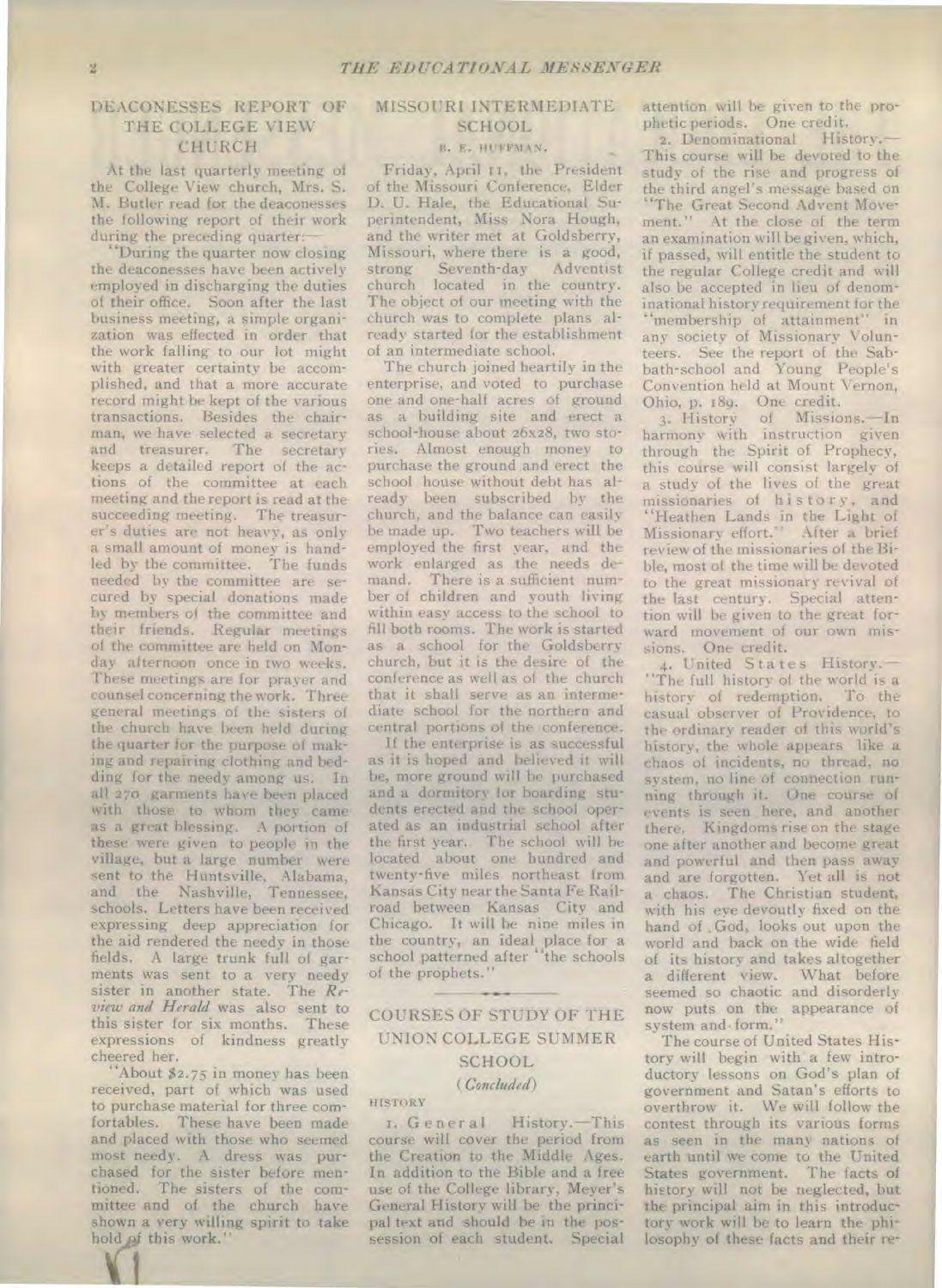## DEACONESSES REPORT OF THE COLLEGE VIEW CHURCH

At the last quarterly meeting of the College View church, Mrs. S. M. Butler read for the deaconesses the following report of their work during the preceding quarter:—

"During the quarter now closing the deaconesses have been actively employed in discharging the duties of their office. Soon after the last business meeting, a simple organization was effected in order that the work falling to our lot might with greater certainty be accomplished, and that a more accurate record might be kept of the various transactions. Besides the chairman, we have selected a secretary and treasurer. The secretary keeps a detailed report of the actions of the committee at each meeting and the report is read at the succeeding meeting. The treasurer's duties are not heavy, as only a small amount of money is handled by the committee. The funds needed by the committee are secured by special donations made by members of the committee and their friends. Regular meetings of the committee are held on Monday afternoon once in two weeks. These meetings are for prayer and counsel concerning the work. Three general meetings of the sisters of the church have been held during the quarter for the purpose of making and repairing clothing and bedding for the needy among us. In all 270 garments have been placed with those to whom they came as a great blessing. A portion of these were given to people in the village, but a large number were sent to the Huntsville, Alabama, and the Nashville, Tennessee, schools. Letters have been received expressing deep appreciation for the aid rendered the needy in those fields. A large trunk full of garments was sent to a very needy sister in another state. The *Review and Herald* was also sent to this sister for six months. These expressions of kindness greatly cheered her.

"About $2.75 in money has been received, part of which was used to purchase material for three comfortables. These have been made and placed with those who seemed most needy. A dress was purchased for the sister before mentioned. The sisters of the committee and of the church have shown a very willing spirit to take hold of this work."

## MISSOURI INTERMEDIATE SCHOOL

B. E. HUFFMAN.

Friday, April 11, the President of the Missouri Conference, Elder D. U. Hale, the Educational Superintendent, Miss Nora Hough, and the writer met at Goldsberry, Missouri, where there is a good, strong Seventh-day Adventist church located in the country. The object of our meeting with the church was to complete plans already started for the establishment of an intermediate school.

The church joined heartily in the enterprise, and voted to purchase one and one-half acres of ground as a building site and erect a school-house about 26x28, two stories. Almost enough money to purchase the ground and erect the school house without debt has already been subscribed by the church, and the balance can easily be made up. Two teachers will be employed the first year, and the work enlarged as the needs demand. There is a sufficient number of children and youth living within easy access to the school to fill both rooms. The work is started as a school for the Goldsberry church, but it is the desire of the conference as well as of the church that it shall serve as an intermediate school for the northern and central portions of the conference.

If the enterprise is as successful as it is hoped and believed it will be, more ground will be purchased and a dormitory for boarding students erected and the school operated as an industrial school after the first year. The school will be located about one hundred and twenty-five miles northeast from Kansas City near the Santa Fe Railroad between Kansas City and Chicago. It will be nine miles in the country, an ideal place for a school patterned after "the schools of the prophets."

## COURSES OF STUDY OF THE UNION COLLEGE SUMMER SCHOOL

*(Concluded)*

HISTORY

1. General History.—This course will cover the period from the Creation to the Middle Ages. In addition to the Bible and a free use of the College library, Meyer's General History will be the principal text and should be in the possession of each student. Special attention will be given to the prophetic periods. One credit.

2. Denominational History.—This course will be devoted to the study of the rise and progress of the third angel's message based on "The Great Second Advent Movement." At the close of the term an examination will be given, which, if passed, will entitle the student to the regular College credit and will also be accepted in lieu of denominational history requirement for the "membership of attainment" in any society of Missionary Volunteers. See the report of the Sabbath-school and Young People's Convention held at Mount Vernon, Ohio, p. 189. One credit.

3. History of Missions.—In harmony with instruction given through the Spirit of Prophecy, this course will consist largely of a study of the lives of the great missionaries of history, and "Heathen Lands in the Light of Missionary effort." After a brief review of the missionaries of the Bible, most of the time will be devoted to the great missionary revival of the last century. Special attention will be given to the great forward movement of our own missions. One credit.

4. United States History.—"The full history of the world is a history of redemption. To the casual observer of Providence, to the ordinary reader of this world's history, the whole appears like a chaos of incidents, no thread, no system, no line of connection running through it. One course of events is seen here, and another there. Kingdoms rise on the stage one after another and become great and powerful and then pass away and are forgotten. Yet all is not a chaos. The Christian student, with his eye devoutly fixed on the hand of God, looks out upon the world and back on the wide field of its history and takes altogether a different view. What before seemed so chaotic and disorderly now puts on the appearance of system and form."

The course of United States History will begin with a few introductory lessons on God's plan of government and Satan's efforts to overthrow it. We will follow the contest through its various forms as seen in the many nations of earth until we come to the United States government. The facts of history will not be neglected, but the principal aim in this introductory work will be to learn the philosophy of these facts and their re-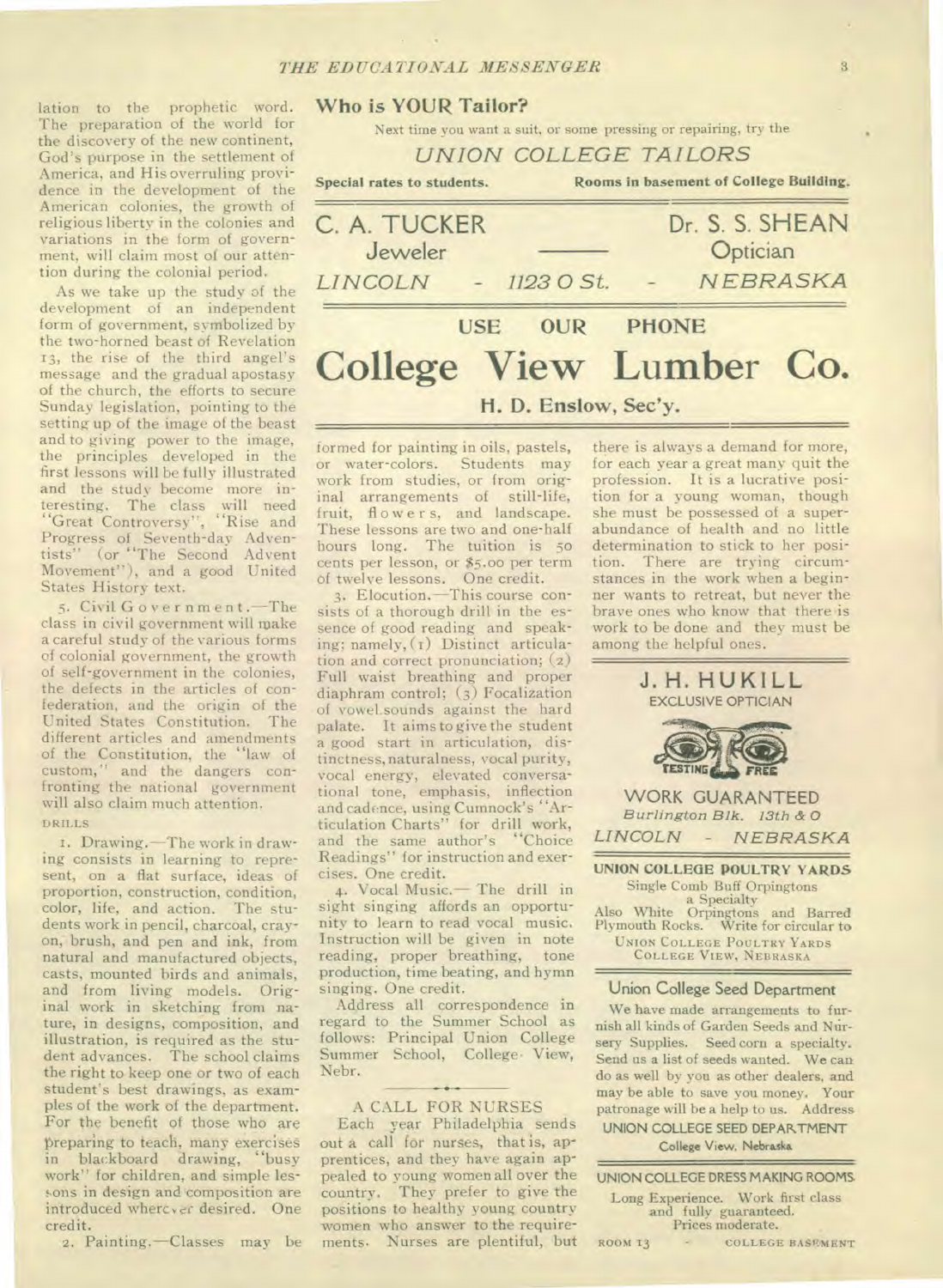lation to the prophetic word. The preparation of the world for the discovery of the new continent, God's purpose in the settlement of America, and His overruling providence in the development of the American colonies, the growth of religious liberty in the colonies and variations in the form of government, will claim most of our attention during the colonial period.

As we take up the study of the development of an independent form of government, symbolized by the two-horned beast of Revelation 13, the rise of the third angel's message and the gradual apostasy of the church, the efforts to secure Sunday legislation, pointing to the setting up of the image of the beast and to giving power to the image, the principles developed in the first lessons will be fully illustrated and the study become more interesting. The class will need "Great Controversy", "Rise and Progress of Seventh-day Adventists" (or "The Second Advent Movement"), and a good United States History text.

5. Civil Government.—The class in civil government will make a careful study of the various forms of colonial government, the growth of self-government in the colonies, the defects in the articles of confederation, and the origin of the United States Constitution. The different articles and amendments of the Constitution, the "law of custom," and the dangers confronting the national government will also claim much attention.

DRILLS

1. Drawing.—The work in drawing consists in learning to represent, on a flat surface, ideas of proportion, construction, condition, color, life, and action. The students work in pencil, charcoal, crayon, brush, and pen and ink, from natural and manufactured objects, casts, mounted birds and animals, and from living models. Original work in sketching from nature, in designs, composition, and illustration, is required as the student advances. The school claims the right to keep one or two of each student's best drawings, as examples of the work of the department. For the benefit of those who are preparing to teach, many exercises in blackboard drawing, "busy work" for children, and simple lessons in design and composition are introduced wherever desired. One credit.

2. Painting.—Classes may be formed for painting in oils, pastels, or water-colors. Students may work from studies, or from original arrangements of still-life, fruit, flowers, and landscape. These lessons are two and one-half hours long. The tuition is 50 cents per lesson, or $5.00 per term of twelve lessons. One credit.

3. Elocution.—This course consists of a thorough drill in the essence of good reading and speaking; namely, (1) Distinct articulation and correct pronunciation; (2) Full waist breathing and proper diaphram control; (3) Focalization of vowel sounds against the hard palate. It aims to give the student a good start in articulation, distinctness, naturalness, vocal purity, vocal energy, elevated conversational tone, emphasis, inflection and cadence, using Cumnock's "Articulation Charts" for drill work, and the same author's "Choice Readings" for instruction and exercises. One credit.

4. Vocal Music.—The drill in sight singing affords an opportunity to learn to read vocal music. Instruction will be given in note reading, proper breathing, tone production, time beating, and hymn singing. One credit.

Address all correspondence in regard to the Summer School as follows: Principal Union College Summer School, College View, Nebr.

## A CALL FOR NURSES

Each year Philadelphia sends out a call for nurses, that is, apprentices, and they have again appealed to young women all over the country. They prefer to give the positions to healthy young country women who answer to the requirements. Nurses are plentiful, but there is always a demand for more, for each year a great many quit the profession. It is a lucrative position for a young woman, though she must be possessed of a superabundance of health and no little determination to stick to her position. There are trying circumstances in the work when a beginner wants to retreat, but never the brave ones who know that there is work to be done and they must be among the helpful ones.

---

**Who is YOUR Tailor?**

Next time you want a suit, or some pressing or repairing, try the

*UNION COLLEGE TAILORS*

**Special rates to students.** **Rooms in basement of College Building.**

---

C. A. TUCKER, Jeweler — Dr. S. S. SHEAN, Optician

*LINCOLN* - *1123 O St.* - *NEBRASKA*

---

USE OUR PHONE

# College View Lumber Co.

**H. D. Enslow, Sec'y.**

---

J. H. HUKILL
EXCLUSIVE OPTICIAN

TESTING FREE

WORK GUARANTEED
*Burlington Blk. 13th & O*
*LINCOLN - NEBRASKA*

---

**UNION COLLEGE POULTRY YARDS**

Single Comb Buff Orpingtons a Specialty
Also White Orpingtons and Barred Plymouth Rocks. Write for circular to
UNION COLLEGE POULTRY YARDS
COLLEGE VIEW, NEBRASKA

---

**Union College Seed Department**

We have made arrangements to furnish all kinds of Garden Seeds and Nursery Supplies. Seed corn a specialty. Send us a list of seeds wanted. We can do as well by you as other dealers, and may be able to save you money. Your patronage will be a help to us. Address

UNION COLLEGE SEED DEPARTMENT
College View, Nebraska

---

**UNION COLLEGE DRESS MAKING ROOMS**

Long Experience. Work first class and fully guaranteed.
Prices moderate.

ROOM 13 - COLLEGE BASEMENT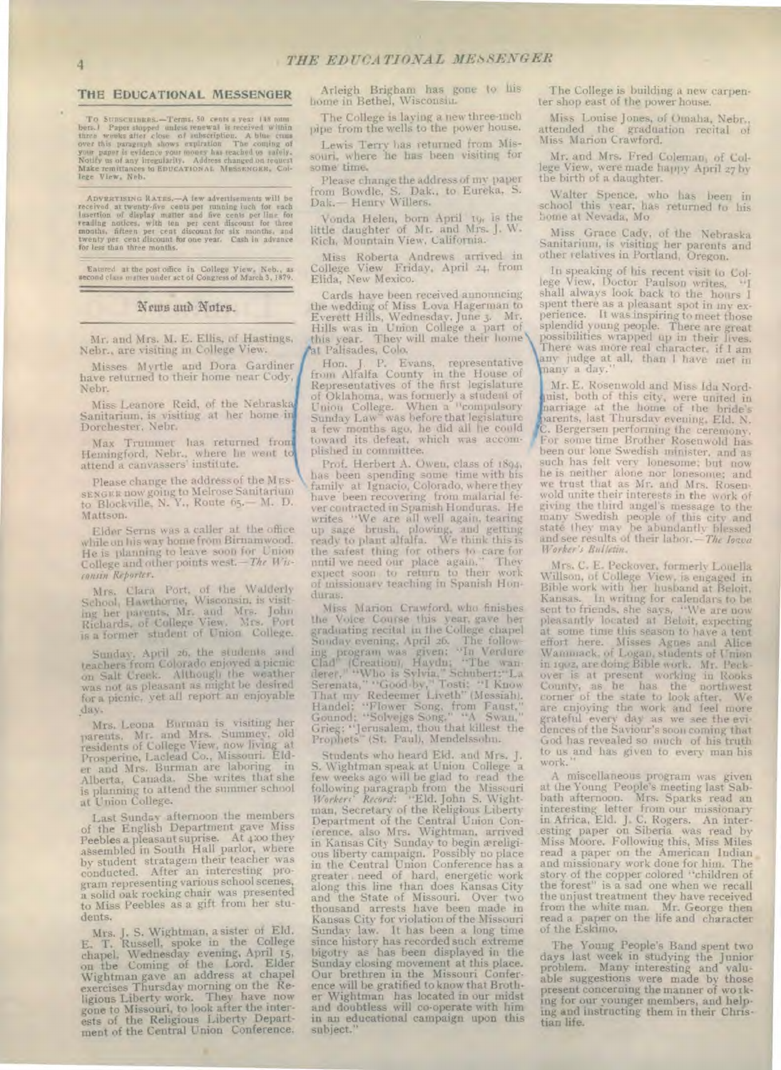## THE EDUCATIONAL MESSENGER

To Subscribers.—Terms, 50 cents a year (48 numbers.) Paper stopped unless renewal is received within three weeks after close of subscription. A blue cross over this paragraph shows expiration. The coming of your paper is evidence your money has reached us safely. Notify us of any irregularity. Address changed on request. Make remittances to Educational Messenger, College View, Neb.

Advertising Rates.—A few advertisements will be received at twenty-five cents per running inch for each insertion of display matter and five cents per line for reading notices, with ten per cent discount for three months, fifteen per cent discount for six months, and twenty per cent discount for one year. Cash in advance for less than three months.

Entered at the post office in College View, Neb., as second class matter under act of Congress of March 3, 1879.

## News and Notes.

Mr. and Mrs. M. E. Ellis, of Hastings, Nebr., are visiting in College View.

Misses Myrtle and Dora Gardiner have returned to their home near Cody, Nebr.

Miss Leanore Reid, of the Nebraska Sanitarium, is visiting at her home in Dorchester, Nebr.

Max Trummer has returned from Hemingford, Nebr., where he went to attend a canvassers' institute.

Please change the address of the Messenger now going to Melrose Sanitarium to Blockville, N. Y., Route 65.— M. D. Mattson.

Elder Serns was a caller at the office while on his way home from Birnamwood. He is planning to leave soon for Union College and other points west.—*The Wisconsin Reporter.*

Mrs. Clara Port, of the Walderly School, Hawthorne, Wisconsin, is visiting her parents, Mr. and Mrs. John Richards, of College View. Mrs. Port is a former student of Union College.

Sunday, April 26, the students and teachers from Colorado enjoyed a picnic on Salt Creek. Although the weather was not as pleasant as might be desired for a picnic, yet all report an enjoyable day.

Mrs. Leona Burman is visiting her parents, Mr. and Mrs. Summey, old residents of College View, now living at Prosperine, Laclead Co., Missouri. Elder and Mrs. Burman are laboring in Alberta, Canada. She writes that she is planning to attend the summer school at Union College.

Last Sunday afternoon the members of the English Department gave Miss Peebles a pleasant suprise. At 4:00 they assembled in South Hall parlor, where by student stratagem their teacher was conducted. After an interesting program representing various school scenes, a solid oak rocking chair was presented to Miss Peebles as a gift from her students.

Mrs. J. S. Wightman, a sister of Eld. E. T. Russell, spoke in the College chapel, Wednesday evening, April 15, on the Coming of the Lord. Elder Wightman gave an address at chapel exercises Thursday morning on the Religious Liberty work. They have now gone to Missouri, to look after the interests of the Religious Liberty Department of the Central Union Conference.

Arleigh Brigham has gone to his home in Bethel, Wisconsin.

The College is laying a new three-inch pipe from the wells to the power house.

Lewis Terry has returned from Missouri, where he has been visiting for some time.

Please change the address of my paper from Bowdle, S. Dak., to Eureka, S. Dak.— Henry Willers.

Vonda Helen, born April 19, is the little daughter of Mr. and Mrs. J. W. Rich, Mountain View, California.

Miss Roberta Andrews arrived in College View Friday, April 24, from Elida, New Mexico.

Cards have been received announcing the wedding of Miss Lova Hagerman to Everett Hills, Wednesday, June 3. Mr. Hills was in Union College a part of this year. They will make their home at Palisades, Colo.

Hon. J. P. Evans, representative from Alfalfa County in the House of Representatives of the first legislature of Oklahoma, was formerly a student of Union College. When a "compulsory Sunday Law" was before that legislature a few months ago, he did all he could toward its defeat, which was accomplished in committee.

Prof. Herbert A. Owen, class of 1894, has been spending some time with his family at Ignacio, Colorado, where they have been recovering from malarial fever contracted in Spanish Honduras. He writes "We are all well again, tearing up sage brush, plowing, and getting ready to plant alfalfa. We think this is the safest thing for others to care for until we need our place again." They expect soon to return to their work of missionary teaching in Spanish Honduras.

Miss Marion Crawford, who finishes the Voice Course this year, gave her graduating recital in the College chapel Sunday evening, April 26. The following program was given: "In Verdure Clad" (Creation), Haydn; "The Wanderer," "Who is Sylvia," Schubert; "La Serenata," "Good-by," Tosti; "I Know That my Redeemer Liveth" (Messiah), Handel; "Flower Song, from Faust," Gounod; "Solvejgs Song," "A Swan," Grieg; "Jerusalem, thou that killest the Prophets" (St. Paul), Mendelssohn.

Students who heard Eld. and Mrs. J. S. Wightman speak at Union College a few weeks ago will be glad to read the following paragraph from the Missouri *Workers' Record*: "Eld. John S. Wightman, Secretary of the Religious Liberty Department of the Central Union Conference, also Mrs. Wightman, arrived in Kansas City Sunday to begin a religious liberty campaign. Possibly no place in the Central Union Conference has a greater need of hard, energetic work along this line than does Kansas City and the State of Missouri. Over two thousand arrests have been made in Kansas City for violation of the Missouri Sunday law. It has been a long time since history has recorded such extreme bigotry as has been displayed in the Sunday closing movement at this place. Our brethren in the Missouri Conference will be gratified to know that Brother Wightman has located in our midst and doubtless will co-operate with him in an educational campaign upon this subject."

The College is building a new carpenter shop east of the power house.

Miss Louise Jones, of Omaha, Nebr., attended the graduation recital of Miss Marion Crawford.

Mr. and Mrs. Fred Coleman, of College View, were made happy April 27 by the birth of a daughter.

Walter Spence, who has been in school this year, has returned to his home at Nevada, Mo.

Miss Grace Cady, of the Nebraska Sanitarium, is visiting her parents and other relatives in Portland, Oregon.

In speaking of his recent visit to College View, Doctor Paulson writes, "I shall always look back to the hours I spent there as a pleasant spot in my experience. It was inspiring to meet those splendid young people. There are great possibilities wrapped up in their lives. There was more real character, if I am any judge at all, than I have met in many a day."

Mr. E. Rosenwold and Miss Ida Nordquist, both of this city, were united in marriage at the home of the bride's parents, last Thursday evening, Eld. N. C. Bergersen performing the ceremony. For some time Brother Rosenwold has been our lone Swedish minister, and as such has felt very lonesome; but now he is neither alone nor lonesome; and we trust that as Mr. and Mrs. Rosenwold unite their interests in the work of giving the third angel's message to the many Swedish people of this city and state they may be abundantly blessed and see results of their labor.—*The Iowa Worker's Bulletin.*

Mrs. C. E. Peckover, formerly Louella Willson, of College View, is engaged in Bible work with her husband at Beloit, Kansas. In writing for calendars to be sent to friends, she says, "We are now pleasantly located at Beloit, expecting at some time this season to have a tent effort here. Misses Agnes and Alice Wammack, of Logan, students of Union in 1902, are doing Bible work. Mr. Peckover is at present working in Rooks County, as he has the northwest corner of the state to look after. We are enjoying the work and feel more grateful every day as we see the evidences of the Saviour's soon coming that God has revealed so much of his truth to us and has given to every man his work."

A miscellaneous program was given at the Young People's meeting last Sabbath afternoon. Mrs. Sparks read an interesting letter from our missionary in Africa, Eld. J. C. Rogers. An interesting paper on Siberia was read by Miss Moore. Following this, Miss Miles read a paper on the American Indian and missionary work done for him. The story of the copper colored "children of the forest" is a sad one when we recall the unjust treatment they have received from the white man. Mr. George then read a paper on the life and character of the Eskimo.

The Young People's Band spent two days last week in studying the Junior problem. Many interesting and valuable suggestions were made by those present concerning the manner of working for our younger members, and helping and instructing them in their Christian life.